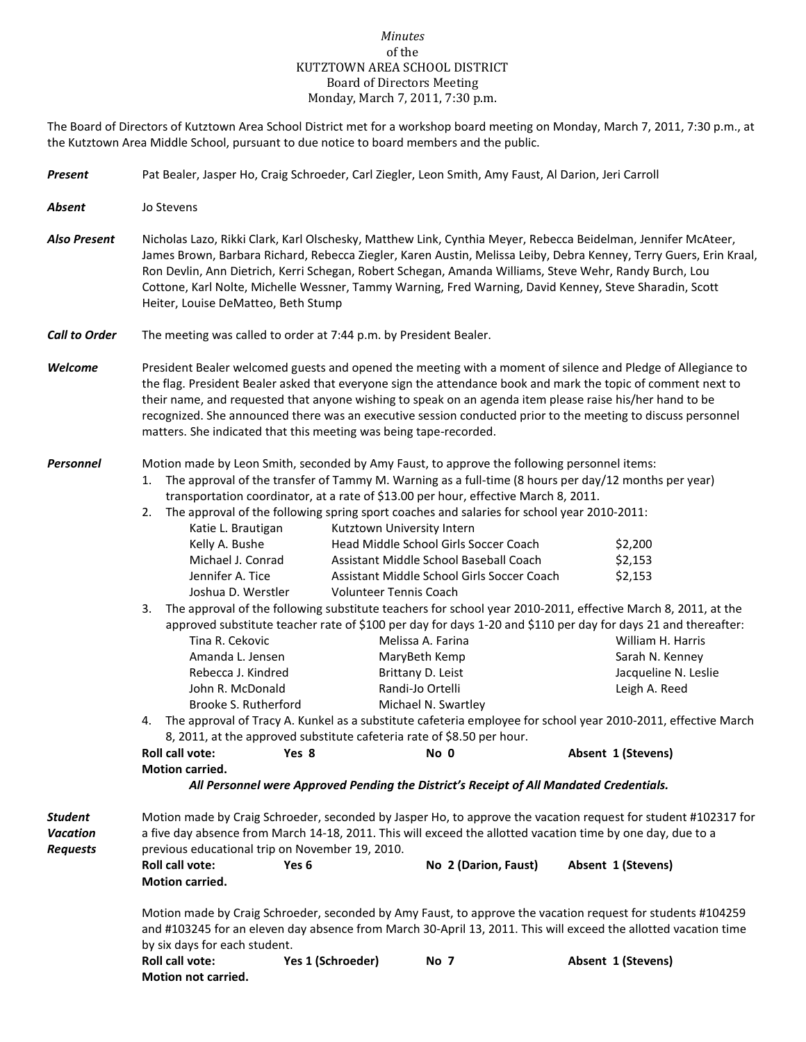*Minutes*
of the
KUTZTOWN AREA SCHOOL DISTRICT
Board of Directors Meeting
Monday, March 7, 2011, 7:30 p.m.

The Board of Directors of Kutztown Area School District met for a workshop board meeting on Monday, March 7, 2011, 7:30 p.m., at the Kutztown Area Middle School, pursuant to due notice to board members and the public.

***Present*** Pat Bealer, Jasper Ho, Craig Schroeder, Carl Ziegler, Leon Smith, Amy Faust, Al Darion, Jeri Carroll

***Absent*** Jo Stevens

***Also Present*** Nicholas Lazo, Rikki Clark, Karl Olschesky, Matthew Link, Cynthia Meyer, Rebecca Beidelman, Jennifer McAteer, James Brown, Barbara Richard, Rebecca Ziegler, Karen Austin, Melissa Leiby, Debra Kenney, Terry Guers, Erin Kraal, Ron Devlin, Ann Dietrich, Kerri Schegan, Robert Schegan, Amanda Williams, Steve Wehr, Randy Burch, Lou Cottone, Karl Nolte, Michelle Wessner, Tammy Warning, Fred Warning, David Kenney, Steve Sharadin, Scott Heiter, Louise DeMatteo, Beth Stump

***Call to Order*** The meeting was called to order at 7:44 p.m. by President Bealer.

***Welcome*** President Bealer welcomed guests and opened the meeting with a moment of silence and Pledge of Allegiance to the flag. President Bealer asked that everyone sign the attendance book and mark the topic of comment next to their name, and requested that anyone wishing to speak on an agenda item please raise his/her hand to be recognized. She announced there was an executive session conducted prior to the meeting to discuss personnel matters. She indicated that this meeting was being tape-recorded.

***Personnel*** Motion made by Leon Smith, seconded by Amy Faust, to approve the following personnel items:

1. The approval of the transfer of Tammy M. Warning as a full-time (8 hours per day/12 months per year) transportation coordinator, at a rate of $13.00 per hour, effective March 8, 2011.
2. The approval of the following spring sport coaches and salaries for school year 2010-2011:

| | | |
|---|---|---|
| Katie L. Brautigan | Kutztown University Intern | |
| Kelly A. Bushe | Head Middle School Girls Soccer Coach | $2,200 |
| Michael J. Conrad | Assistant Middle School Baseball Coach | $2,153 |
| Jennifer A. Tice | Assistant Middle School Girls Soccer Coach | $2,153 |
| Joshua D. Werstler | Volunteer Tennis Coach | |

3. The approval of the following substitute teachers for school year 2010-2011, effective March 8, 2011, at the approved substitute teacher rate of $100 per day for days 1-20 and $110 per day for days 21 and thereafter:

| | | |
|---|---|---|
| Tina R. Cekovic | Melissa A. Farina | William H. Harris |
| Amanda L. Jensen | MaryBeth Kemp | Sarah N. Kenney |
| Rebecca J. Kindred | Brittany D. Leist | Jacqueline N. Leslie |
| John R. McDonald | Randi-Jo Ortelli | Leigh A. Reed |
| Brooke S. Rutherford | Michael N. Swartley | |

4. The approval of Tracy A. Kunkel as a substitute cafeteria employee for school year 2010-2011, effective March 8, 2011, at the approved substitute cafeteria rate of $8.50 per hour.

**Roll call vote:** **Yes 8** **No 0** **Absent 1 (Stevens)**
**Motion carried.**

***All Personnel were Approved Pending the District's Receipt of All Mandated Credentials.***

***Student Vacation Requests*** Motion made by Craig Schroeder, seconded by Jasper Ho, to approve the vacation request for student #102317 for a five day absence from March 14-18, 2011. This will exceed the allotted vacation time by one day, due to a previous educational trip on November 19, 2010.

**Roll call vote:** **Yes 6** **No 2 (Darion, Faust)** **Absent 1 (Stevens)**
**Motion carried.**

Motion made by Craig Schroeder, seconded by Amy Faust, to approve the vacation request for students #104259 and #103245 for an eleven day absence from March 30-April 13, 2011. This will exceed the allotted vacation time by six days for each student.

**Roll call vote:** **Yes 1 (Schroeder)** **No 7** **Absent 1 (Stevens)**
**Motion not carried.**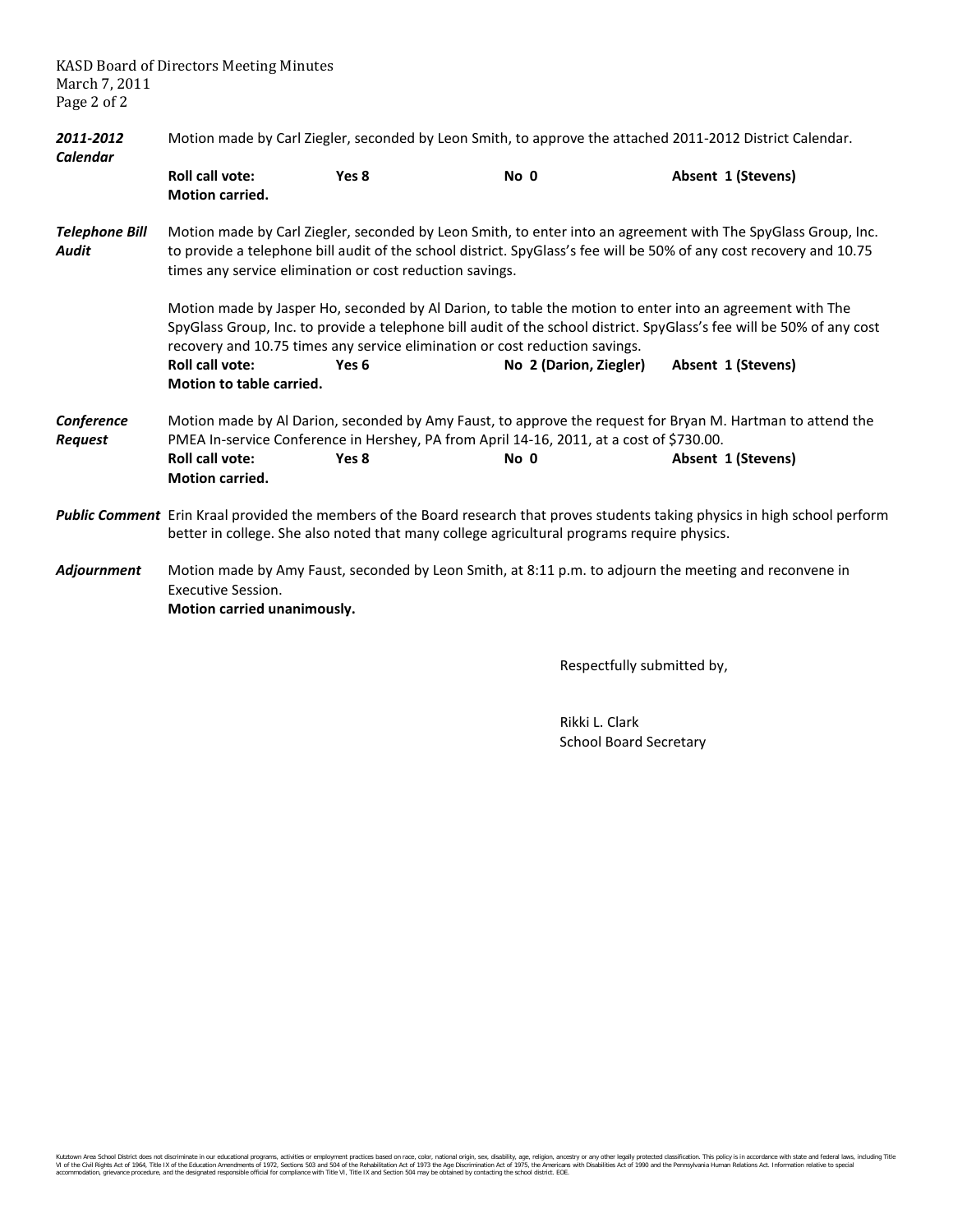***2011-2012 Calendar***

Motion made by Carl Ziegler, seconded by Leon Smith, to approve the attached 2011-2012 District Calendar.

| | | | |
|---|---|---|---|
| **Roll call vote:** | **Yes 8** | **No 0** | **Absent 1 (Stevens)** |

**Motion carried.**

***Telephone Bill Audit***

Motion made by Carl Ziegler, seconded by Leon Smith, to enter into an agreement with The SpyGlass Group, Inc. to provide a telephone bill audit of the school district. SpyGlass's fee will be 50% of any cost recovery and 10.75 times any service elimination or cost reduction savings.

Motion made by Jasper Ho, seconded by Al Darion, to table the motion to enter into an agreement with The SpyGlass Group, Inc. to provide a telephone bill audit of the school district. SpyGlass's fee will be 50% of any cost recovery and 10.75 times any service elimination or cost reduction savings.

| | | | |
|---|---|---|---|
| **Roll call vote:** | **Yes 6** | **No 2 (Darion, Ziegler)** | **Absent 1 (Stevens)** |

**Motion to table carried.**

***Conference Request***

Motion made by Al Darion, seconded by Amy Faust, to approve the request for Bryan M. Hartman to attend the PMEA In-service Conference in Hershey, PA from April 14-16, 2011, at a cost of $730.00.

| | | | |
|---|---|---|---|
| **Roll call vote:** | **Yes 8** | **No 0** | **Absent 1 (Stevens)** |

**Motion carried.**

***Public Comment***

Erin Kraal provided the members of the Board research that proves students taking physics in high school perform better in college. She also noted that many college agricultural programs require physics.

***Adjournment***

Motion made by Amy Faust, seconded by Leon Smith, at 8:11 p.m. to adjourn the meeting and reconvene in Executive Session.

**Motion carried unanimously.**

Respectfully submitted by,

Rikki L. Clark
School Board Secretary

Kutztown Area School District does not discriminate in our educational programs, activities or employment practices based on race, color, national origin, sex, disability, age, religion, ancestry or any other legally protected classification. This policy is in accordance with state and federal laws, including Title VI of the Civil Rights Act of 1964, Title IX of the Education Amendments of 1972, Sections 503 and 504 of the Rehabilitation Act of 1973 the Age Discrimination Act of 1975, the Americans with Disabilities Act of 1990 and the Pennsylvania Human Relations Act. Information relative to special accommodation, grievance procedure, and the designated responsible official for compliance with Title VI, Title IX and Section 504 may be obtained by contacting the school district. EOE.